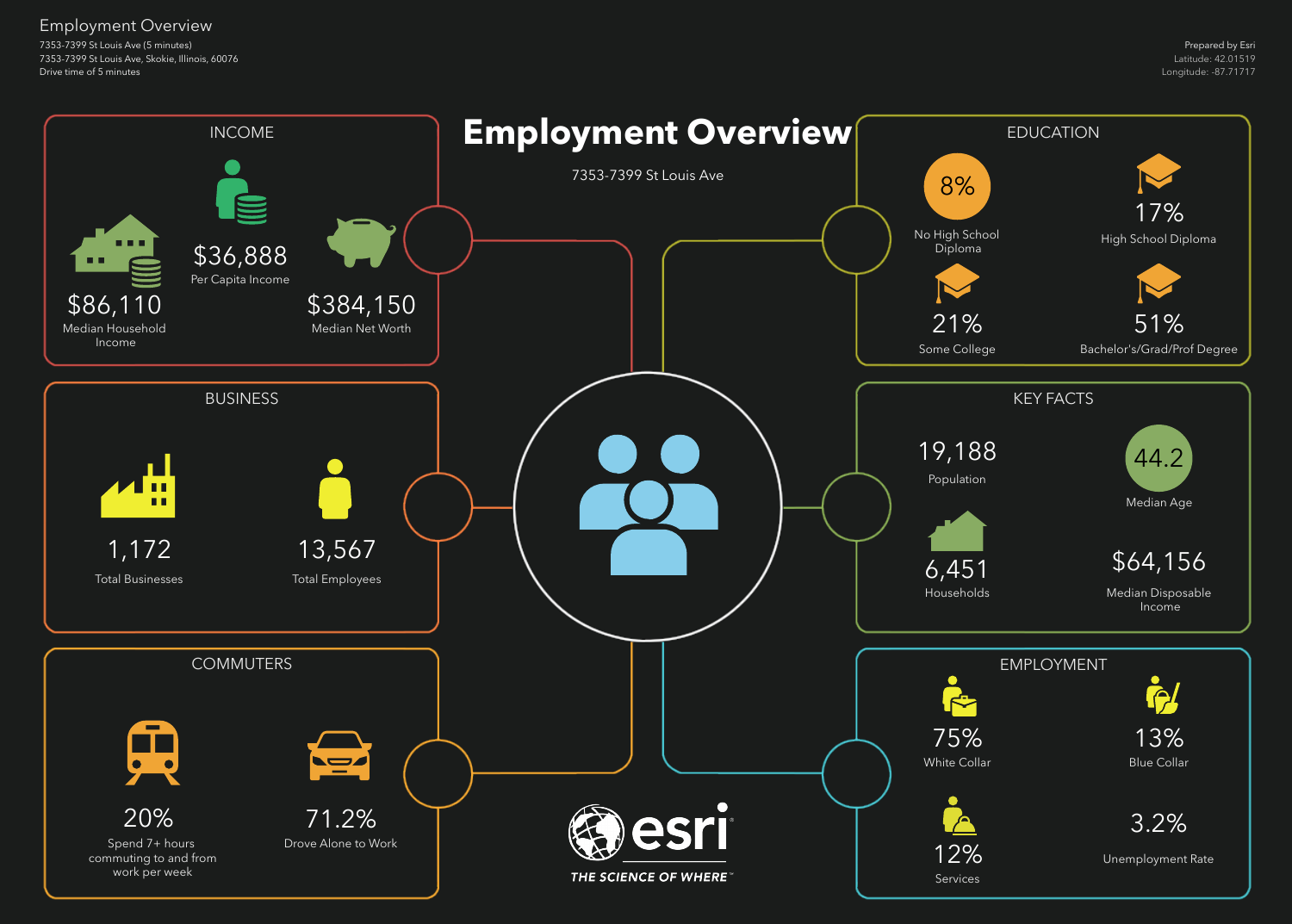Employment Overview

7353-7399 St Louis Ave (5 minutes)
7353-7399 St Louis Ave, Skokie, Illinois, 60076
Drive time of 5 minutes

Prepared by Esri
Latitude: 42.01519
Longitude: -87.71717

# Employment Overview

7353-7399 St Louis Ave

## INCOME

$36,888
Per Capita Income

$86,110
Median Household Income

$384,150
Median Net Worth

## BUSINESS

1,172
Total Businesses

13,567
Total Employees

## COMMUTERS

20%
Spend 7+ hours commuting to and from work per week

71.2%
Drove Alone to Work

## EDUCATION

8%
No High School Diploma

17%
High School Diploma

21%
Some College

51%
Bachelor's/Grad/Prof Degree

## KEY FACTS

19,188
Population

44.2
Median Age

6,451
Households

$64,156
Median Disposable Income

## EMPLOYMENT

75%
White Collar

13%
Blue Collar

12%
Services

3.2%
Unemployment Rate

esri
THE SCIENCE OF WHERE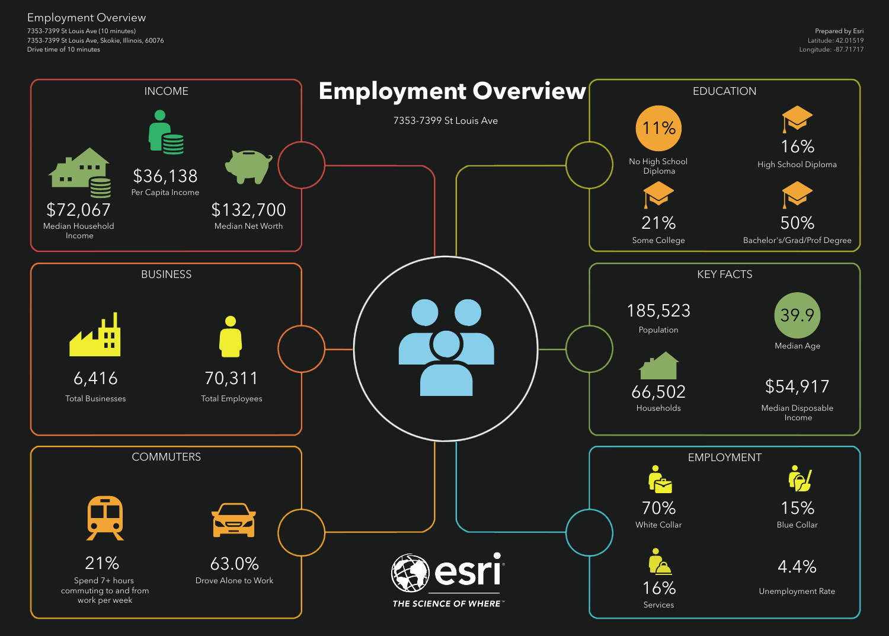Employment Overview

7353-7399 St Louis Ave (10 minutes)
7353-7399 St Louis Ave, Skokie, Illinois, 60076
Drive time of 10 minutes

Prepared by Esri
Latitude: 42.01519
Longitude: -87.71717

# Employment Overview

7353-7399 St Louis Ave

## INCOME

$36,138
Per Capita Income

$72,067
Median Household Income

$132,700
Median Net Worth

## EDUCATION

11%
No High School Diploma

16%
High School Diploma

21%
Some College

50%
Bachelor's/Grad/Prof Degree

## BUSINESS

6,416
Total Businesses

70,311
Total Employees

## KEY FACTS

185,523
Population

39.9
Median Age

66,502
Households

$54,917
Median Disposable Income

## COMMUTERS

21%
Spend 7+ hours commuting to and from work per week

63.0%
Drove Alone to Work

## EMPLOYMENT

70%
White Collar

15%
Blue Collar

16%
Services

4.4%
Unemployment Rate

esri
THE SCIENCE OF WHERE™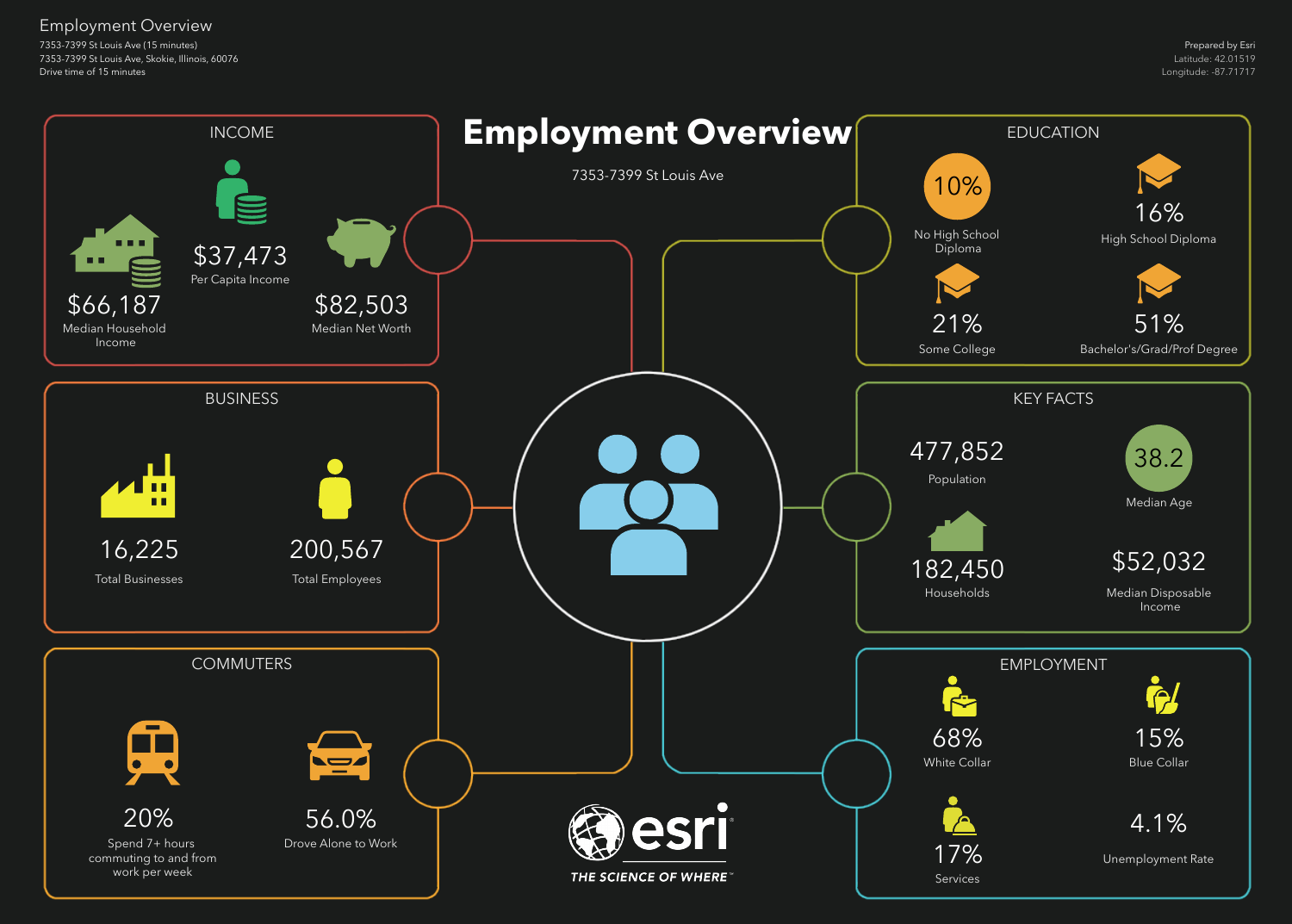# Employment Overview

7353-7399 St Louis Ave (15 minutes)
7353-7399 St Louis Ave, Skokie, Illinois, 60076
Drive time of 15 minutes

Prepared by Esri
Latitude: 42.01519
Longitude: -87.71717

## Employment Overview

7353-7399 St Louis Ave

### INCOME

- $66,187 — Median Household Income
- $37,473 — Per Capita Income
- $82,503 — Median Net Worth

### EDUCATION

- 10% — No High School Diploma
- 16% — High School Diploma
- 21% — Some College
- 51% — Bachelor's/Grad/Prof Degree

### BUSINESS

- 16,225 — Total Businesses
- 200,567 — Total Employees

### KEY FACTS

- 477,852 — Population
- 38.2 — Median Age
- 182,450 — Households
- $52,032 — Median Disposable Income

### COMMUTERS

- 20% — Spend 7+ hours commuting to and from work per week
- 56.0% — Drove Alone to Work

### EMPLOYMENT

- 68% — White Collar
- 15% — Blue Collar
- 17% — Services
- 4.1% — Unemployment Rate

esri
THE SCIENCE OF WHERE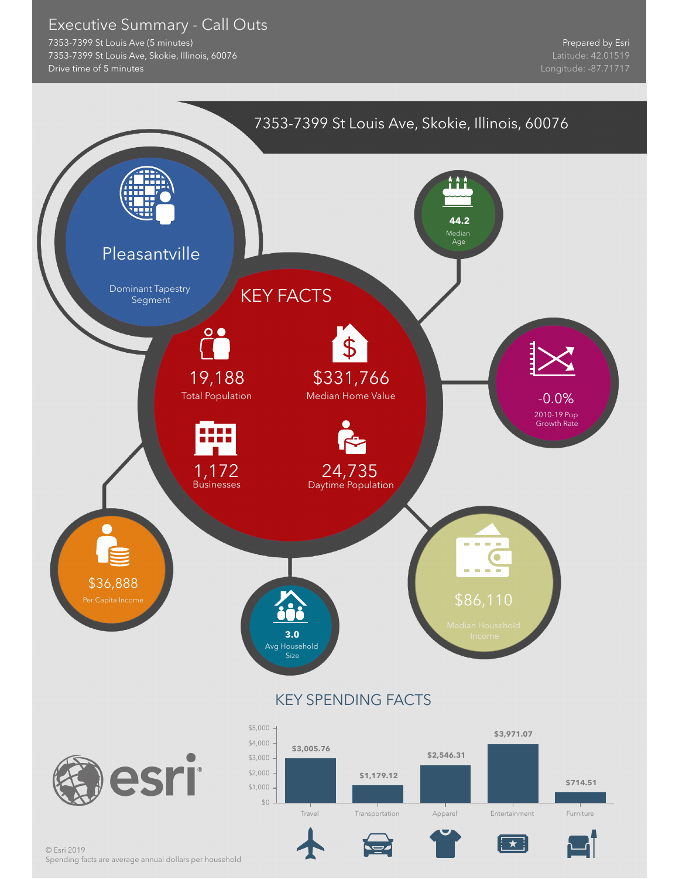# Executive Summary - Call Outs

7353-7399 St Louis Ave (5 minutes)
7353-7399 St Louis Ave, Skokie, Illinois, 60076
Drive time of 5 minutes

Prepared by Esri
Latitude: 42.01519
Longitude: -87.71717

## 7353-7399 St Louis Ave, Skokie, Illinois, 60076

**Pleasantville**
Dominant Tapestry Segment

**44.2**
Median Age

## KEY FACTS

**19,188**
Total Population

**$331,766**
Median Home Value

**1,172**
Businesses

**24,735**
Daytime Population

**-0.0%**
2010-19 Pop Growth Rate

**$36,888**
Per Capita Income

**3.0**
Avg Household Size

**$86,110**
Median Household Income

## KEY SPENDING FACTS

| Category | Amount |
|---|---|
| Travel | $3,005.76 |
| Transportation | $1,179.12 |
| Apparel | $2,546.31 |
| Entertainment | $3,971.07 |
| Furniture | $714.51 |

© Esri 2019
Spending facts are average annual dollars per household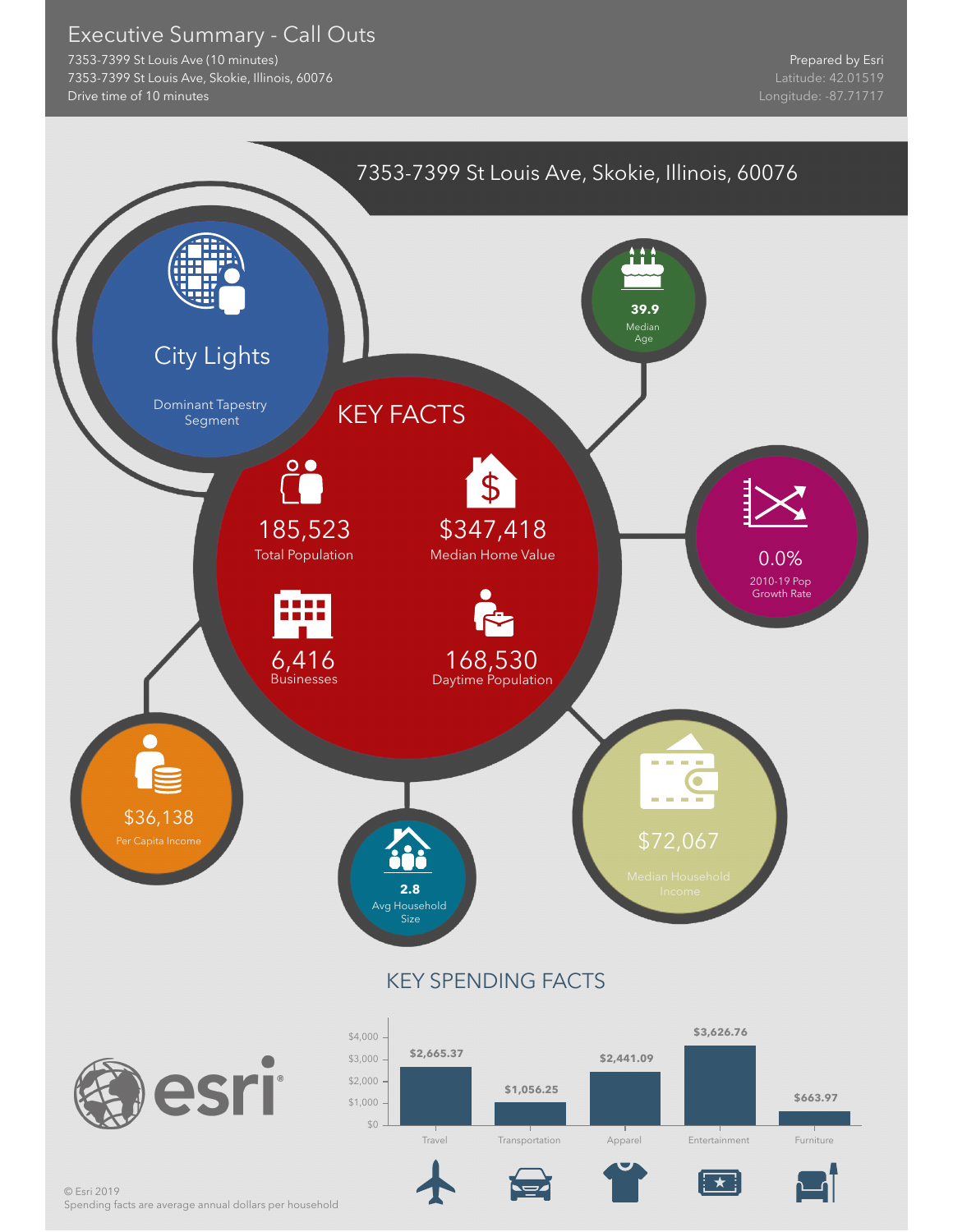# Executive Summary - Call Outs

7353-7399 St Louis Ave (10 minutes)
7353-7399 St Louis Ave, Skokie, Illinois, 60076
Drive time of 10 minutes

Prepared by Esri
Latitude: 42.01519
Longitude: -87.71717

## 7353-7399 St Louis Ave, Skokie, Illinois, 60076

**City Lights**
Dominant Tapestry Segment

**39.9**
Median Age

## KEY FACTS

**185,523**
Total Population

**$347,418**
Median Home Value

**6,416**
Businesses

**168,530**
Daytime Population

**0.0%**
2010-19 Pop Growth Rate

**$36,138**
Per Capita Income

**2.8**
Avg Household Size

**$72,067**
Median Household Income

## KEY SPENDING FACTS

| Category | Amount |
| --- | --- |
| Travel | $2,665.37 |
| Transportation | $1,056.25 |
| Apparel | $2,441.09 |
| Entertainment | $3,626.76 |
| Furniture | $663.97 |

© Esri 2019
Spending facts are average annual dollars per household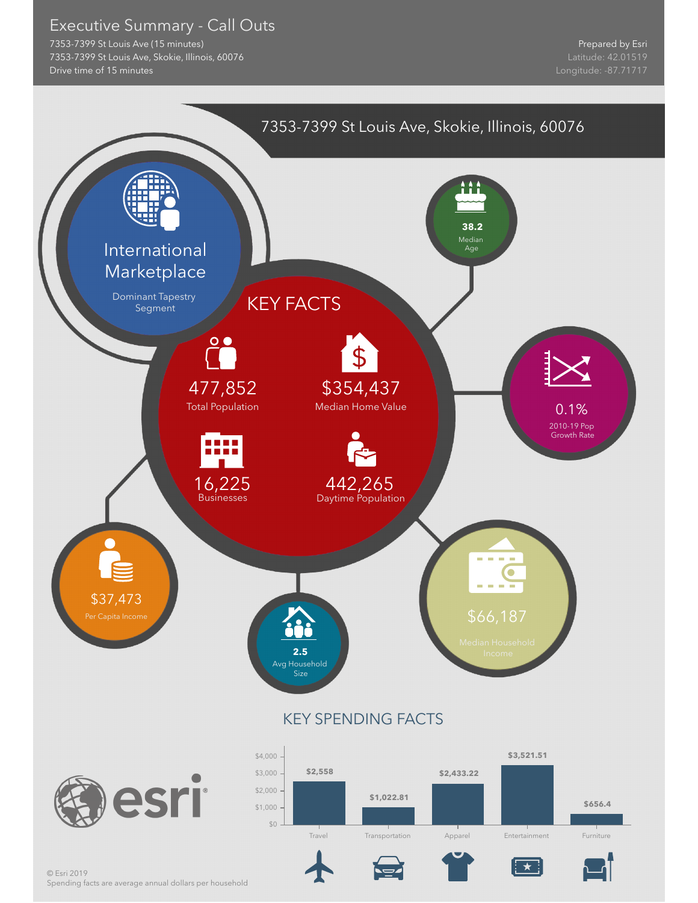# Executive Summary - Call Outs

7353-7399 St Louis Ave (15 minutes)
7353-7399 St Louis Ave, Skokie, Illinois, 60076
Drive time of 15 minutes

Prepared by Esri
Latitude: 42.01519
Longitude: -87.71717

## 7353-7399 St Louis Ave, Skokie, Illinois, 60076

**International Marketplace**
Dominant Tapestry Segment

**38.2**
Median Age

### KEY FACTS

**477,852**
Total Population

**$354,437**
Median Home Value

**16,225**
Businesses

**442,265**
Daytime Population

**0.1%**
2010-19 Pop Growth Rate

**$37,473**
Per Capita Income

**2.5**
Avg Household Size

**$66,187**
Median Household Income

### KEY SPENDING FACTS

| Category | Amount |
|---|---|
| Travel | $2,558 |
| Transportation | $1,022.81 |
| Apparel | $2,433.22 |
| Entertainment | $3,521.51 |
| Furniture | $656.4 |

© Esri 2019
Spending facts are average annual dollars per household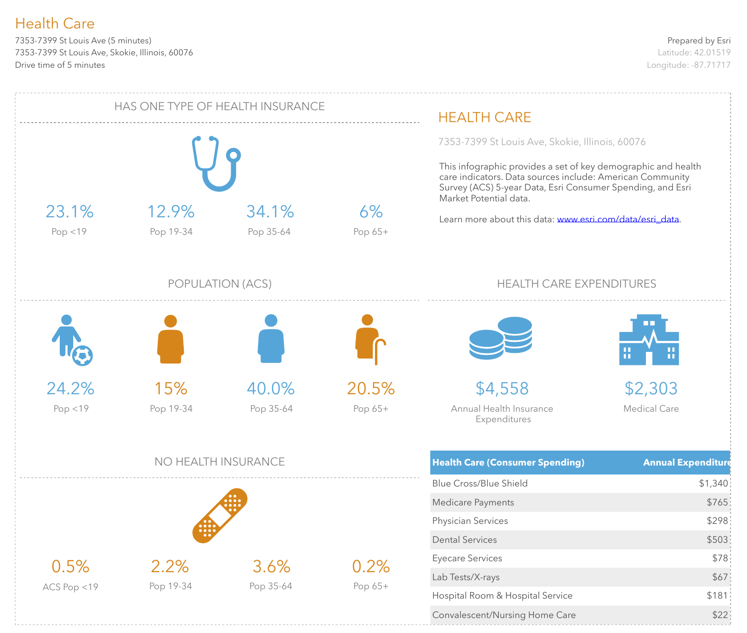# Health Care

7353-7399 St Louis Ave (5 minutes)
7353-7399 St Louis Ave, Skokie, Illinois, 60076
Drive time of 5 minutes

Prepared by Esri
Latitude: 42.01519
Longitude: -87.71717

## HAS ONE TYPE OF HEALTH INSURANCE

| 23.1% | 12.9% | 34.1% | 6% |
|---|---|---|---|
| Pop <19 | Pop 19-34 | Pop 35-64 | Pop 65+ |

## POPULATION (ACS)

| 24.2% | 15% | 40.0% | 20.5% |
|---|---|---|---|
| Pop <19 | Pop 19-34 | Pop 35-64 | Pop 65+ |

## NO HEALTH INSURANCE

| 0.5% | 2.2% | 3.6% | 0.2% |
|---|---|---|---|
| ACS Pop <19 | Pop 19-34 | Pop 35-64 | Pop 65+ |

## HEALTH CARE

7353-7399 St Louis Ave, Skokie, Illinois, 60076

This infographic provides a set of key demographic and health care indicators. Data sources include: American Community Survey (ACS) 5-year Data, Esri Consumer Spending, and Esri Market Potential data.

Learn more about this data: www.esri.com/data/esri_data.

## HEALTH CARE EXPENDITURES

| $4,558 | $2,303 |
|---|---|
| Annual Health Insurance Expenditures | Medical Care |

| Health Care (Consumer Spending) | Annual Expenditure |
|---|---|
| Blue Cross/Blue Shield | $1,340 |
| Medicare Payments | $765 |
| Physician Services | $298 |
| Dental Services | $503 |
| Eyecare Services | $78 |
| Lab Tests/X-rays | $67 |
| Hospital Room & Hospital Service | $181 |
| Convalescent/Nursing Home Care | $22 |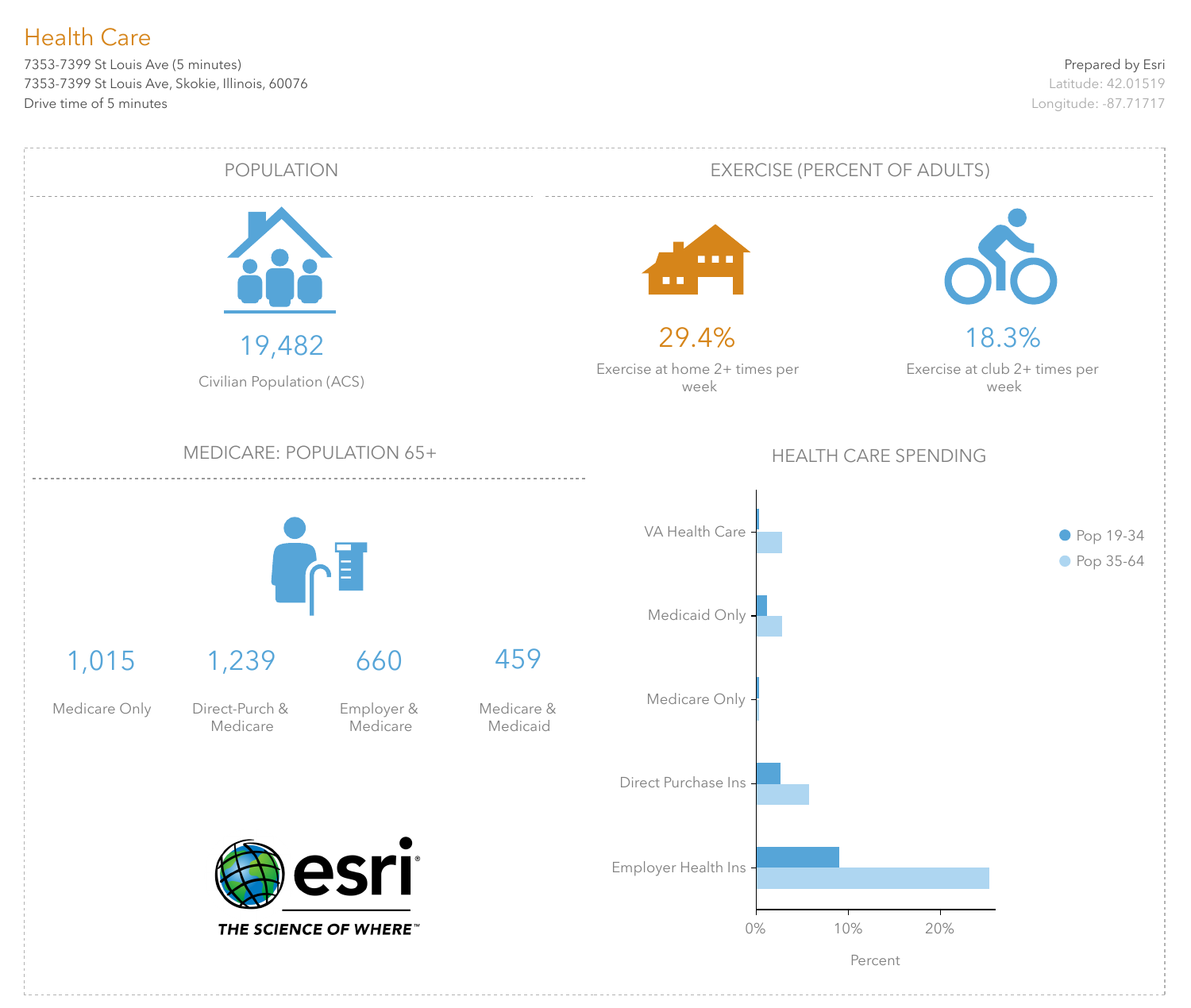# Health Care

7353-7399 St Louis Ave (5 minutes)
7353-7399 St Louis Ave, Skokie, Illinois, 60076
Drive time of 5 minutes

Prepared by Esri
Latitude: 42.01519
Longitude: -87.71717

## POPULATION

19,482

Civilian Population (ACS)

## EXERCISE (PERCENT OF ADULTS)

29.4%

Exercise at home 2+ times per week

18.3%

Exercise at club 2+ times per week

## MEDICARE: POPULATION 65+

| 1,015 | 1,239 | 660 | 459 |
|---|---|---|---|
| Medicare Only | Direct-Purch & Medicare | Employer & Medicare | Medicare & Medicaid |

## HEALTH CARE SPENDING

- VA Health Care
- Medicaid Only
- Medicare Only
- Direct Purchase Ins
- Employer Health Ins

Legend: Pop 19-34, Pop 35-64

0% 10% 20%

Percent

esri THE SCIENCE OF WHERE™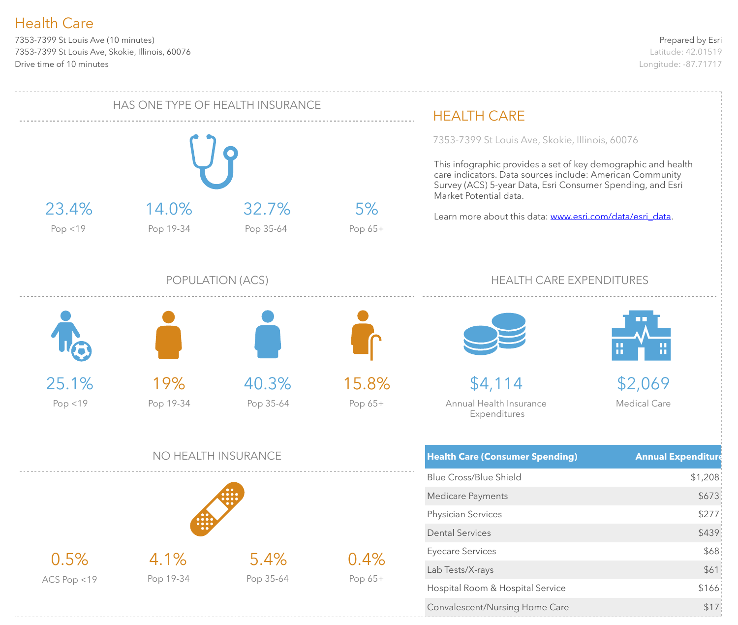# Health Care

7353-7399 St Louis Ave (10 minutes)
7353-7399 St Louis Ave, Skokie, Illinois, 60076
Drive time of 10 minutes

Prepared by Esri
Latitude: 42.01519
Longitude: -87.71717

## HAS ONE TYPE OF HEALTH INSURANCE

| 23.4% | 14.0% | 32.7% | 5% |
|---|---|---|---|
| Pop <19 | Pop 19-34 | Pop 35-64 | Pop 65+ |

## POPULATION (ACS)

| 25.1% | 19% | 40.3% | 15.8% |
|---|---|---|---|
| Pop <19 | Pop 19-34 | Pop 35-64 | Pop 65+ |

## NO HEALTH INSURANCE

| 0.5% | 4.1% | 5.4% | 0.4% |
|---|---|---|---|
| ACS Pop <19 | Pop 19-34 | Pop 35-64 | Pop 65+ |

## HEALTH CARE

7353-7399 St Louis Ave, Skokie, Illinois, 60076

This infographic provides a set of key demographic and health care indicators. Data sources include: American Community Survey (ACS) 5-year Data, Esri Consumer Spending, and Esri Market Potential data.

Learn more about this data: www.esri.com/data/esri_data.

## HEALTH CARE EXPENDITURES

**$4,114**
Annual Health Insurance Expenditures

**$2,069**
Medical Care

| Health Care (Consumer Spending) | Annual Expenditure |
|---|---|
| Blue Cross/Blue Shield | $1,208 |
| Medicare Payments | $673 |
| Physician Services | $277 |
| Dental Services | $439 |
| Eyecare Services | $68 |
| Lab Tests/X-rays | $61 |
| Hospital Room & Hospital Service | $166 |
| Convalescent/Nursing Home Care | $17 |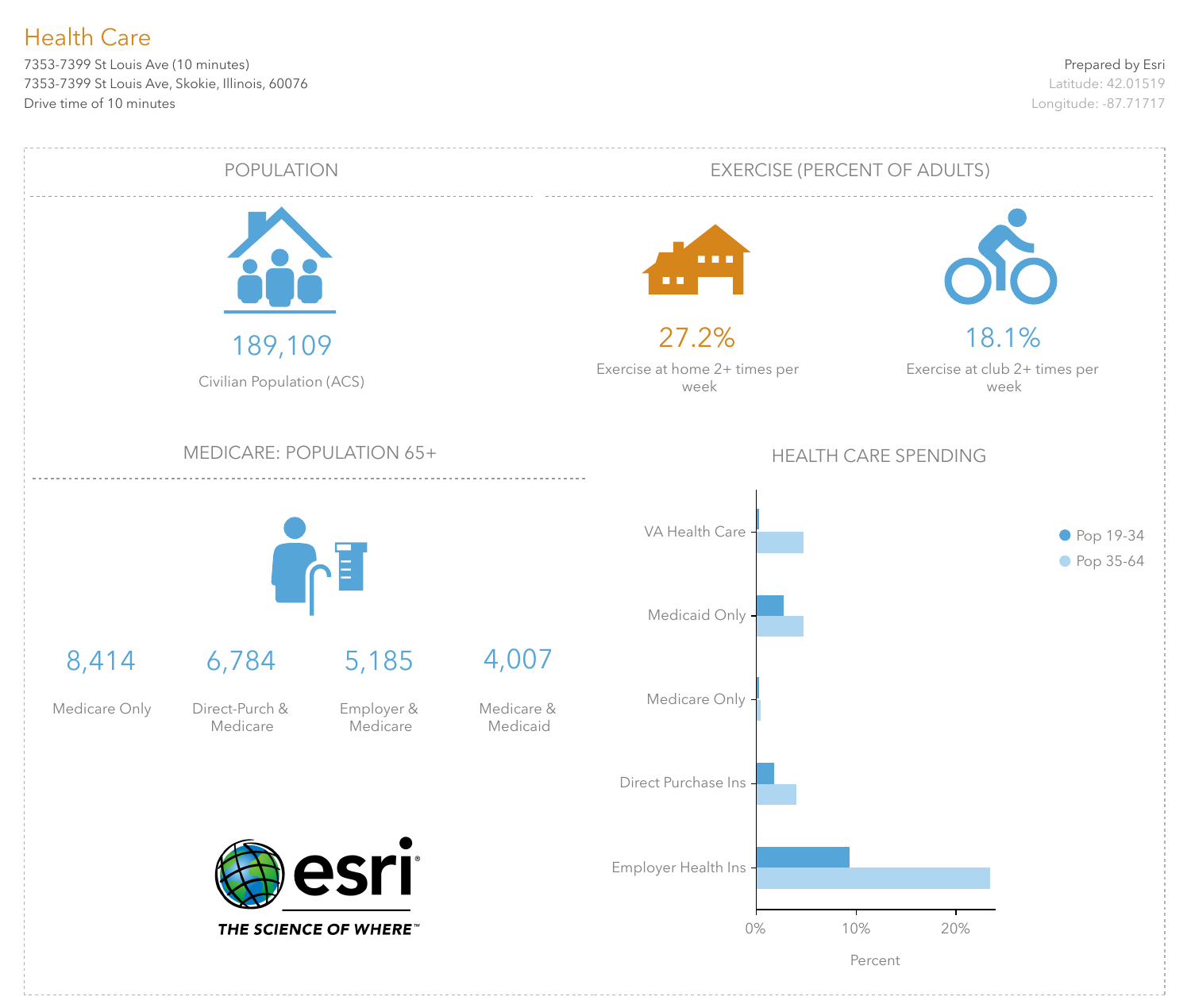# Health Care

7353-7399 St Louis Ave (10 minutes)
7353-7399 St Louis Ave, Skokie, Illinois, 60076
Drive time of 10 minutes

Prepared by Esri
Latitude: 42.01519
Longitude: -87.71717

## POPULATION

189,109

Civilian Population (ACS)

## EXERCISE (PERCENT OF ADULTS)

27.2%

Exercise at home 2+ times per week

18.1%

Exercise at club 2+ times per week

## MEDICARE: POPULATION 65+

| 8,414 | 6,784 | 5,185 | 4,007 |
|---|---|---|---|
| Medicare Only | Direct-Purch & Medicare | Employer & Medicare | Medicare & Medicaid |

## HEALTH CARE SPENDING

VA Health Care
Medicaid Only
Medicare Only
Direct Purchase Ins
Employer Health Ins

0% 10% 20%

Percent

Pop 19-34
Pop 35-64

esri
THE SCIENCE OF WHERE™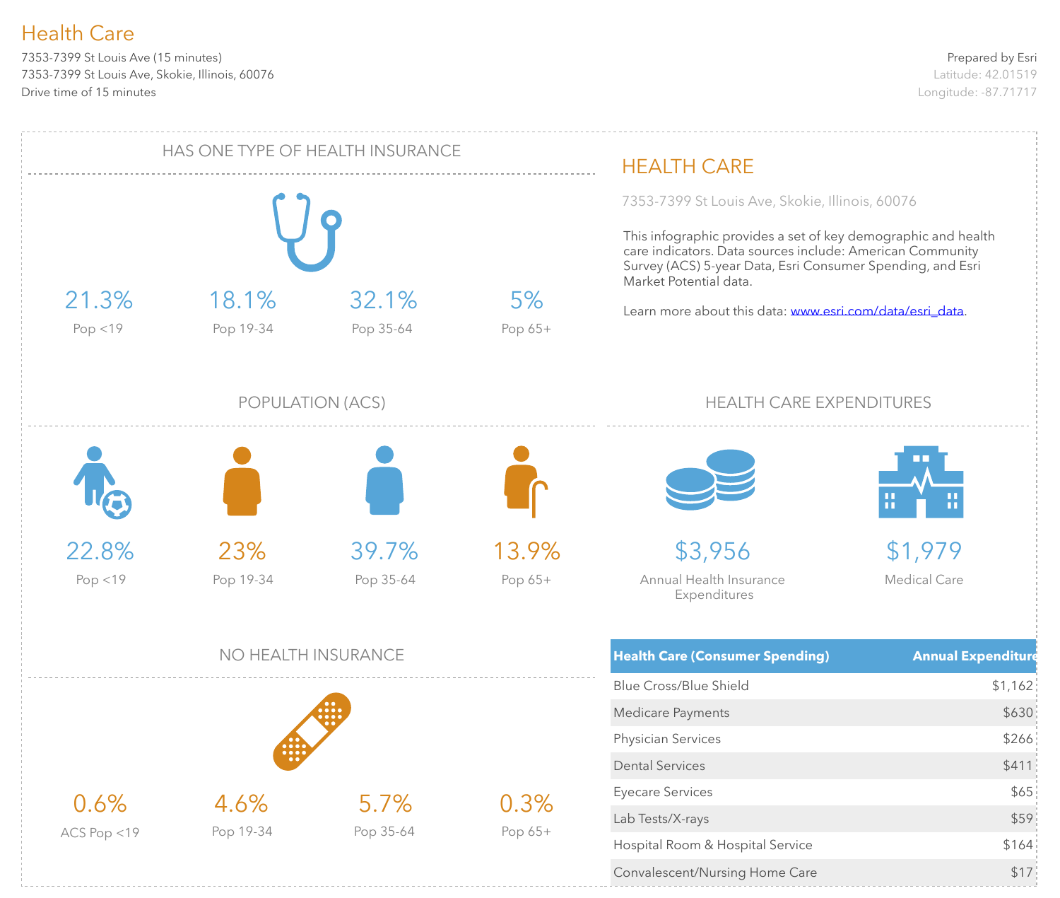# Health Care

7353-7399 St Louis Ave (15 minutes)
7353-7399 St Louis Ave, Skokie, Illinois, 60076
Drive time of 15 minutes

Prepared by Esri
Latitude: 42.01519
Longitude: -87.71717

## HAS ONE TYPE OF HEALTH INSURANCE

| 21.3% | 18.1% | 32.1% | 5% |
|---|---|---|---|
| Pop <19 | Pop 19-34 | Pop 35-64 | Pop 65+ |

## POPULATION (ACS)

| 22.8% | 23% | 39.7% | 13.9% |
|---|---|---|---|
| Pop <19 | Pop 19-34 | Pop 35-64 | Pop 65+ |

## NO HEALTH INSURANCE

| 0.6% | 4.6% | 5.7% | 0.3% |
|---|---|---|---|
| ACS Pop <19 | Pop 19-34 | Pop 35-64 | Pop 65+ |

## HEALTH CARE

7353-7399 St Louis Ave, Skokie, Illinois, 60076

This infographic provides a set of key demographic and health care indicators. Data sources include: American Community Survey (ACS) 5-year Data, Esri Consumer Spending, and Esri Market Potential data.

Learn more about this data: www.esri.com/data/esri_data.

## HEALTH CARE EXPENDITURES

**$3,956**
Annual Health Insurance Expenditures

**$1,979**
Medical Care

| Health Care (Consumer Spending) | Annual Expenditure |
|---|---|
| Blue Cross/Blue Shield | $1,162 |
| Medicare Payments | $630 |
| Physician Services | $266 |
| Dental Services | $411 |
| Eyecare Services | $65 |
| Lab Tests/X-rays | $59 |
| Hospital Room & Hospital Service | $164 |
| Convalescent/Nursing Home Care | $17 |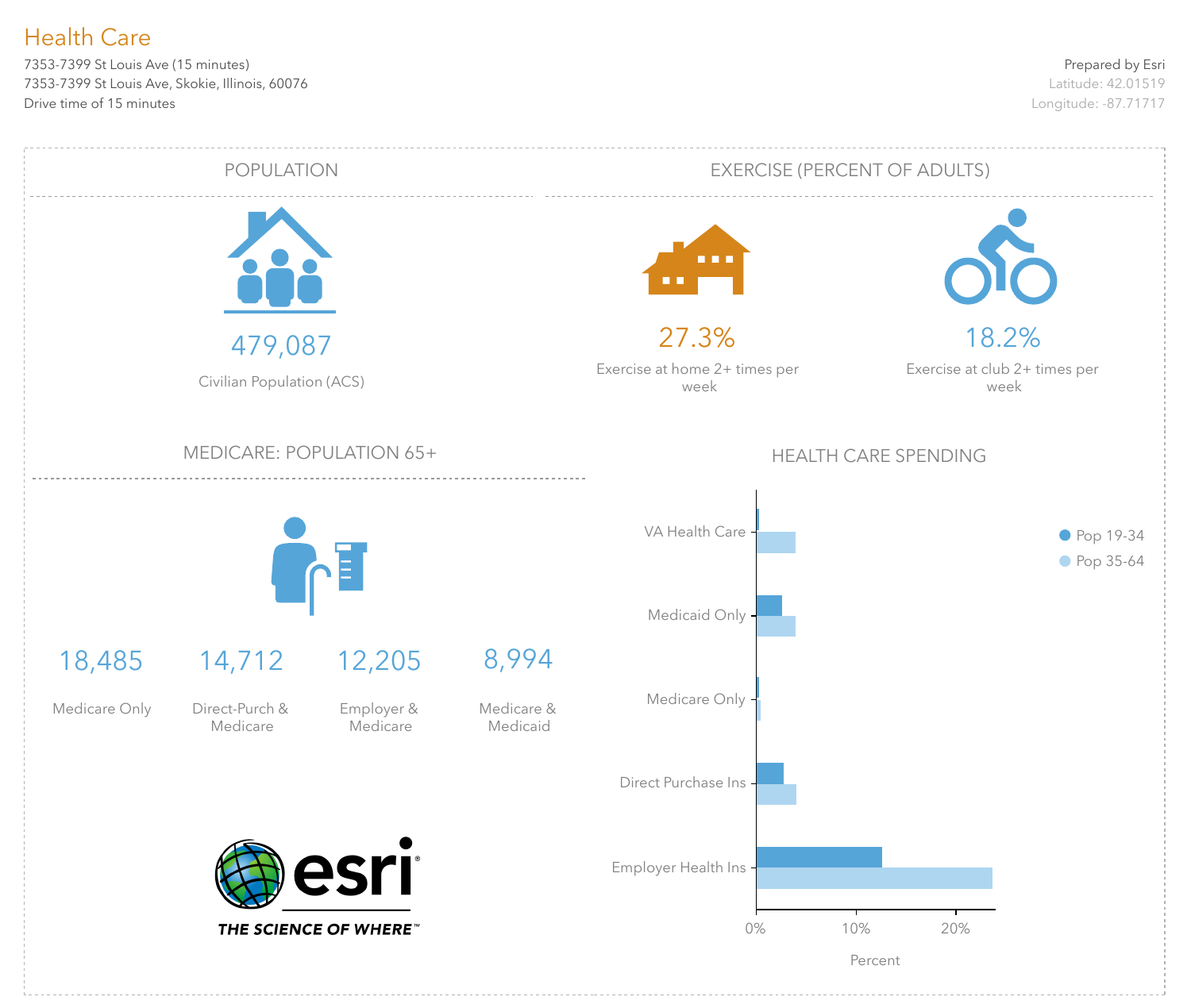# Health Care

7353-7399 St Louis Ave (15 minutes)
7353-7399 St Louis Ave, Skokie, Illinois, 60076
Drive time of 15 minutes

Prepared by Esri
Latitude: 42.01519
Longitude: -87.71717

## POPULATION

**479,087**
Civilian Population (ACS)

## EXERCISE (PERCENT OF ADULTS)

**27.3%**
Exercise at home 2+ times per week

**18.2%**
Exercise at club 2+ times per week

## MEDICARE: POPULATION 65+

| 18,485 | 14,712 | 12,205 | 8,994 |
|---|---|---|---|
| Medicare Only | Direct-Purch & Medicare | Employer & Medicare | Medicare & Medicaid |

## HEALTH CARE SPENDING

Categories: VA Health Care, Medicaid Only, Medicare Only, Direct Purchase Ins, Employer Health Ins

Legend: Pop 19-34, Pop 35-64

Percent: 0%, 10%, 20%

esri
THE SCIENCE OF WHERE™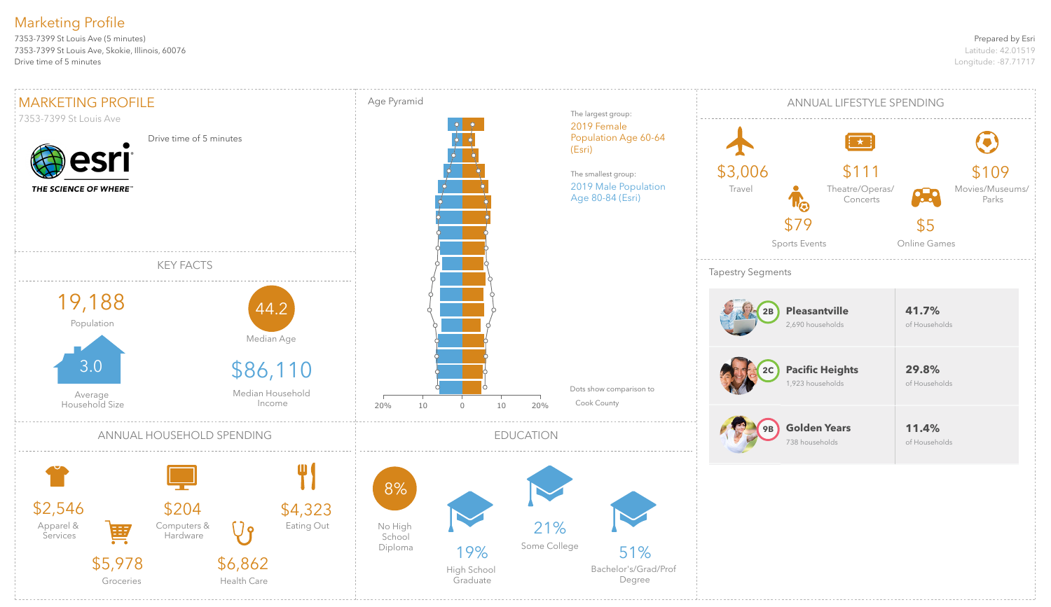# Marketing Profile

7353-7399 St Louis Ave (5 minutes)
7353-7399 St Louis Ave, Skokie, Illinois, 60076
Drive time of 5 minutes

Prepared by Esri
Latitude: 42.01519
Longitude: -87.71717

## MARKETING PROFILE

7353-7399 St Louis Ave

Drive time of 5 minutes

esri THE SCIENCE OF WHERE™

## Age Pyramid

The largest group:
2019 Female Population Age 60-64 (Esri)

The smallest group:
2019 Male Population Age 80-84 (Esri)

20% 10 0 10 20%

Dots show comparison to Cook County

## ANNUAL LIFESTYLE SPENDING

- $3,006 Travel
- $111 Theatre/Operas/Concerts
- $109 Movies/Museums/Parks
- $79 Sports Events
- $5 Online Games

## KEY FACTS

- 19,188 Population
- 44.2 Median Age
- 3.0 Average Household Size
- $86,110 Median Household Income

## Tapestry Segments

| Segment | Households | Share |
|---|---|---|
| 2B Pleasantville | 2,690 households | 41.7% of Households |
| 2C Pacific Heights | 1,923 households | 29.8% of Households |
| 9B Golden Years | 738 households | 11.4% of Households |

## ANNUAL HOUSEHOLD SPENDING

- $2,546 Apparel & Services
- $204 Computers & Hardware
- $4,323 Eating Out
- $5,978 Groceries
- $6,862 Health Care

## EDUCATION

- 8% No High School Diploma
- 19% High School Graduate
- 21% Some College
- 51% Bachelor's/Grad/Prof Degree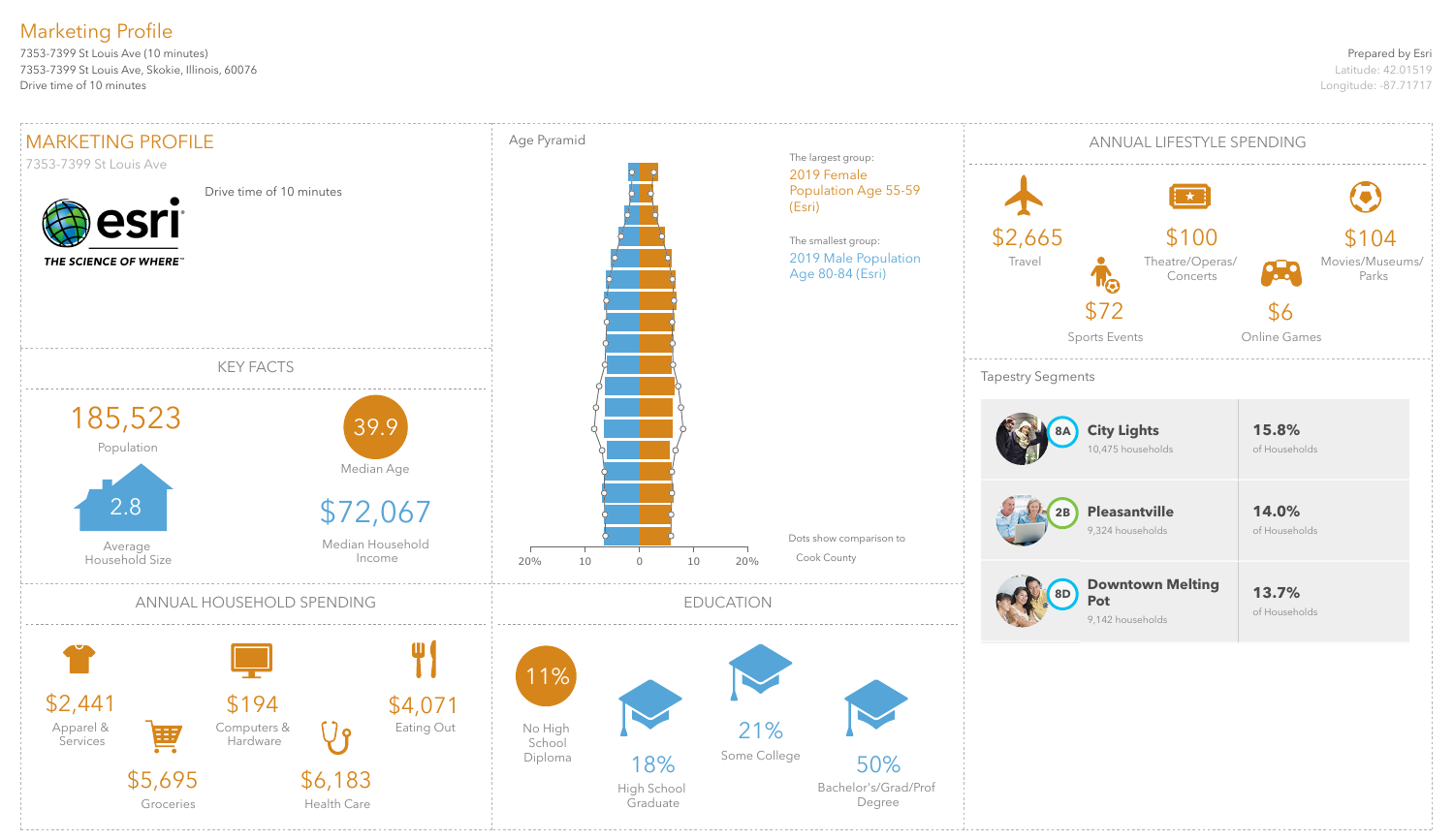# Marketing Profile

7353-7399 St Louis Ave (10 minutes)
7353-7399 St Louis Ave, Skokie, Illinois, 60076
Drive time of 10 minutes

Prepared by Esri
Latitude: 42.01519
Longitude: -87.71717

## MARKETING PROFILE

7353-7399 St Louis Ave

Drive time of 10 minutes

esri
THE SCIENCE OF WHERE™

## KEY FACTS

185,523
Population

39.9
Median Age

2.8
Average Household Size

$72,067
Median Household Income

## Age Pyramid

The largest group:
2019 Female Population Age 55-59 (Esri)

The smallest group:
2019 Male Population Age 80-84 (Esri)

20% 10 0 10 20%

Dots show comparison to Cook County

## ANNUAL LIFESTYLE SPENDING

$2,665
Travel

$100
Theatre/Operas/Concerts

$104
Movies/Museums/Parks

$72
Sports Events

$6
Online Games

## Tapestry Segments

| Segment | Households | Share |
|---|---|---|
| 8A **City Lights** | 10,475 households | **15.8%** of Households |
| 2B **Pleasantville** | 9,324 households | **14.0%** of Households |
| 8D **Downtown Melting Pot** | 9,142 households | **13.7%** of Households |

## ANNUAL HOUSEHOLD SPENDING

$2,441
Apparel & Services

$194
Computers & Hardware

$4,071
Eating Out

$5,695
Groceries

$6,183
Health Care

## EDUCATION

11%
No High School Diploma

18%
High School Graduate

21%
Some College

50%
Bachelor's/Grad/Prof Degree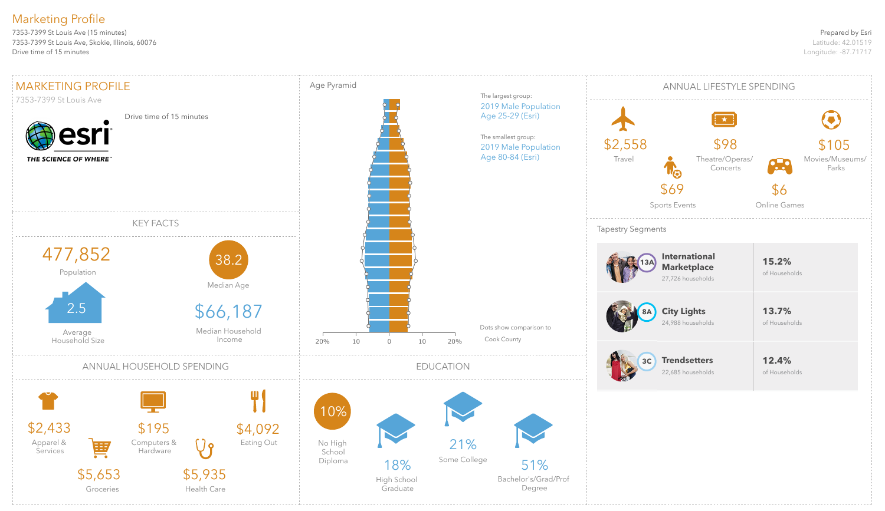# Marketing Profile

7353-7399 St Louis Ave (15 minutes)
7353-7399 St Louis Ave, Skokie, Illinois, 60076
Drive time of 15 minutes

Prepared by Esri
Latitude: 42.01519
Longitude: -87.71717

## MARKETING PROFILE

7353-7399 St Louis Ave

Drive time of 15 minutes

esri
THE SCIENCE OF WHERE™

## KEY FACTS

477,852
Population

38.2
Median Age

2.5
Average Household Size

$66,187
Median Household Income

## Age Pyramid

The largest group:
2019 Male Population Age 25-29 (Esri)

The smallest group:
2019 Male Population Age 80-84 (Esri)

Dots show comparison to Cook County

20% 10 0 10 20%

## ANNUAL LIFESTYLE SPENDING

$2,558
Travel

$98
Theatre/Operas/Concerts

$105
Movies/Museums/Parks

$69
Sports Events

$6
Online Games

## Tapestry Segments

| Segment | Households | % of Households |
|---|---|---|
| 13A International Marketplace | 27,726 households | 15.2% of Households |
| 8A City Lights | 24,988 households | 13.7% of Households |
| 3C Trendsetters | 22,685 households | 12.4% of Households |

## ANNUAL HOUSEHOLD SPENDING

$2,433
Apparel & Services

$195
Computers & Hardware

$4,092
Eating Out

$5,653
Groceries

$5,935
Health Care

## EDUCATION

10%
No High School Diploma

18%
High School Graduate

21%
Some College

51%
Bachelor's/Grad/Prof Degree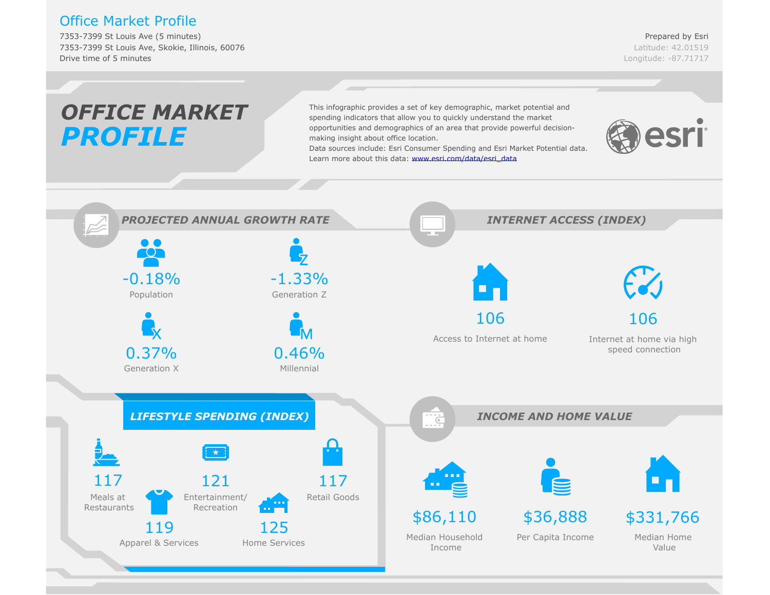# Office Market Profile

7353-7399 St Louis Ave (5 minutes)
7353-7399 St Louis Ave, Skokie, Illinois, 60076
Drive time of 5 minutes

Prepared by Esri
Latitude: 42.01519
Longitude: -87.71717

## OFFICE MARKET PROFILE

This infographic provides a set of key demographic, market potential and spending indicators that allow you to quickly understand the market opportunities and demographics of an area that provide powerful decision-making insight about office location.
Data sources include: Esri Consumer Spending and Esri Market Potential data.
Learn more about this data: www.esri.com/data/esri_data

### PROJECTED ANNUAL GROWTH RATE

| Value | Category |
| --- | --- |
| -0.18% | Population |
| -1.33% | Generation Z |
| 0.37% | Generation X |
| 0.46% | Millennial |

### INTERNET ACCESS (INDEX)

| Value | Category |
| --- | --- |
| 106 | Access to Internet at home |
| 106 | Internet at home via high speed connection |

### LIFESTYLE SPENDING (INDEX)

| Value | Category |
| --- | --- |
| 117 | Meals at Restaurants |
| 121 | Entertainment/ Recreation |
| 117 | Retail Goods |
| 119 | Apparel & Services |
| 125 | Home Services |

### INCOME AND HOME VALUE

| Value | Category |
| --- | --- |
| $86,110 | Median Household Income |
| $36,888 | Per Capita Income |
| $331,766 | Median Home Value |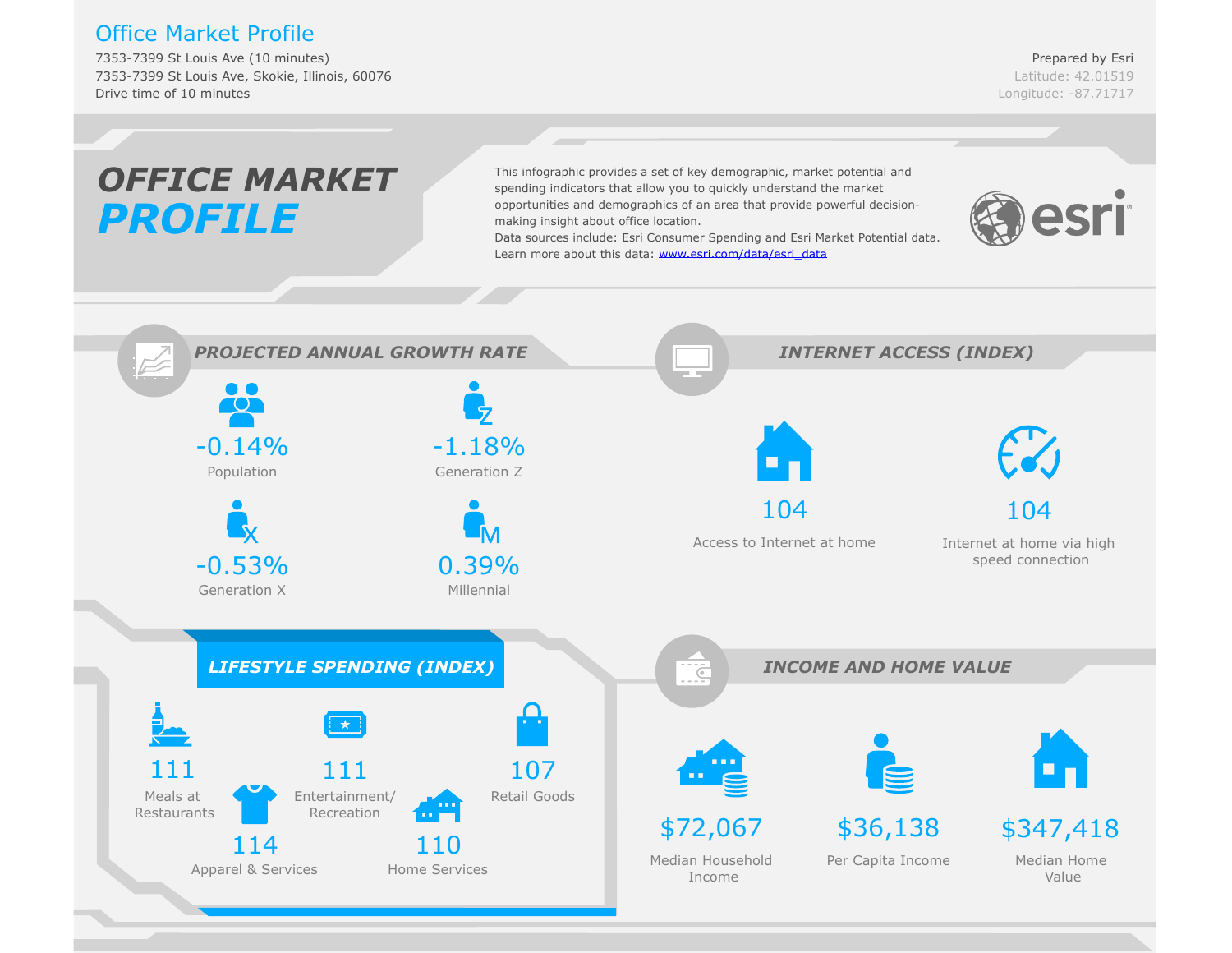# Office Market Profile

7353-7399 St Louis Ave (10 minutes)
7353-7399 St Louis Ave, Skokie, Illinois, 60076
Drive time of 10 minutes

Prepared by Esri
Latitude: 42.01519
Longitude: -87.71717

## OFFICE MARKET PROFILE

This infographic provides a set of key demographic, market potential and spending indicators that allow you to quickly understand the market opportunities and demographics of an area that provide powerful decision-making insight about office location.
Data sources include: Esri Consumer Spending and Esri Market Potential data.
Learn more about this data: www.esri.com/data/esri_data

### PROJECTED ANNUAL GROWTH RATE

- -0.14% Population
- -1.18% Generation Z
- -0.53% Generation X
- 0.39% Millennial

### INTERNET ACCESS (INDEX)

- 104 Access to Internet at home
- 104 Internet at home via high speed connection

### LIFESTYLE SPENDING (INDEX)

- 111 Meals at Restaurants
- 111 Entertainment/ Recreation
- 107 Retail Goods
- 114 Apparel & Services
- 110 Home Services

### INCOME AND HOME VALUE

- $72,067 Median Household Income
- $36,138 Per Capita Income
- $347,418 Median Home Value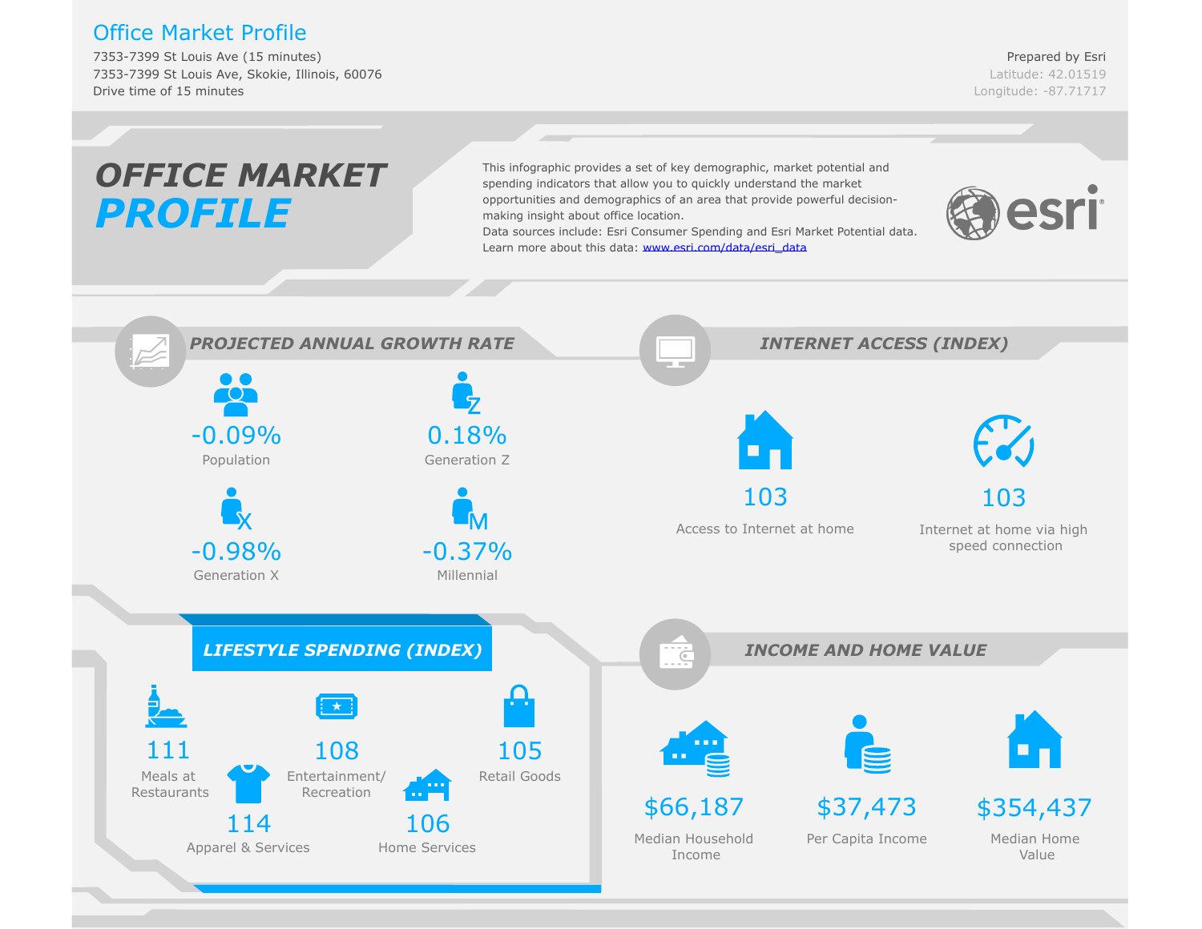# Office Market Profile

7353-7399 St Louis Ave (15 minutes)
7353-7399 St Louis Ave, Skokie, Illinois, 60076
Drive time of 15 minutes

Prepared by Esri
Latitude: 42.01519
Longitude: -87.71717

## OFFICE MARKET PROFILE

This infographic provides a set of key demographic, market potential and spending indicators that allow you to quickly understand the market opportunities and demographics of an area that provide powerful decision-making insight about office location.
Data sources include: Esri Consumer Spending and Esri Market Potential data.
Learn more about this data: www.esri.com/data/esri_data

esri

### PROJECTED ANNUAL GROWTH RATE

| Value | Category |
|---|---|
| -0.09% | Population |
| 0.18% | Generation Z |
| -0.98% | Generation X |
| -0.37% | Millennial |

### INTERNET ACCESS (INDEX)

| Value | Category |
|---|---|
| 103 | Access to Internet at home |
| 103 | Internet at home via high speed connection |

### LIFESTYLE SPENDING (INDEX)

| Value | Category |
|---|---|
| 111 | Meals at Restaurants |
| 108 | Entertainment/ Recreation |
| 105 | Retail Goods |
| 114 | Apparel & Services |
| 106 | Home Services |

### INCOME AND HOME VALUE

| Value | Category |
|---|---|
| $66,187 | Median Household Income |
| $37,473 | Per Capita Income |
| $354,437 | Median Home Value |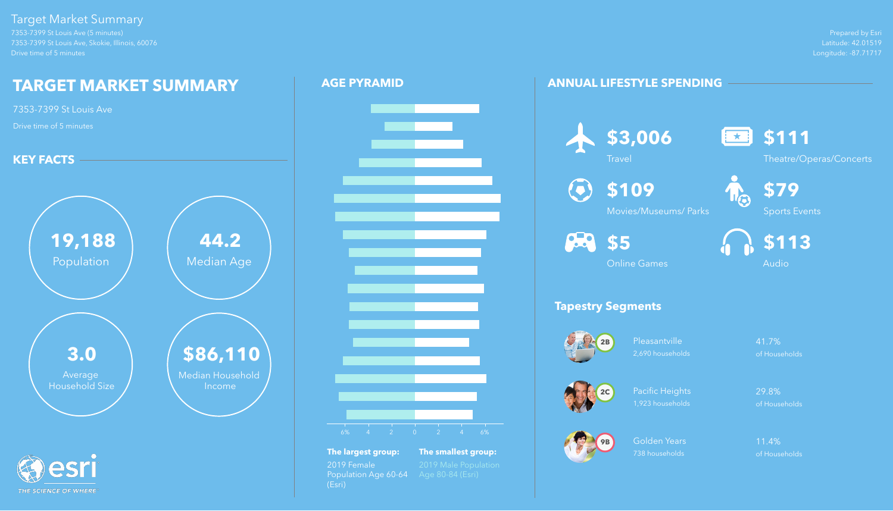# Target Market Summary

7353-7399 St Louis Ave (5 minutes)
7353-7399 St Louis Ave, Skokie, Illinois, 60076
Drive time of 5 minutes

Prepared by Esri
Latitude: 42.01519
Longitude: -87.71717

## TARGET MARKET SUMMARY

7353-7399 St Louis Ave

Drive time of 5 minutes

### KEY FACTS

- **19,188** Population
- **44.2** Median Age
- **3.0** Average Household Size
- **$86,110** Median Household Income

## AGE PYRAMID

**The largest group:** 2019 Female Population Age 60-64 (Esri)

**The smallest group:** 2019 Male Population Age 80-84 (Esri)

## ANNUAL LIFESTYLE SPENDING

| Amount | Category |
|---|---|
| $3,006 | Travel |
| $111 | Theatre/Operas/Concerts |
| $109 | Movies/Museums/ Parks |
| $79 | Sports Events |
| $5 | Online Games |
| $113 | Audio |

### Tapestry Segments

| Code | Segment | Households | Share |
|---|---|---|---|
| 2B | Pleasantville | 2,690 households | 41.7% of Households |
| 2C | Pacific Heights | 1,923 households | 29.8% of Households |
| 9B | Golden Years | 738 households | 11.4% of Households |

esri
THE SCIENCE OF WHERE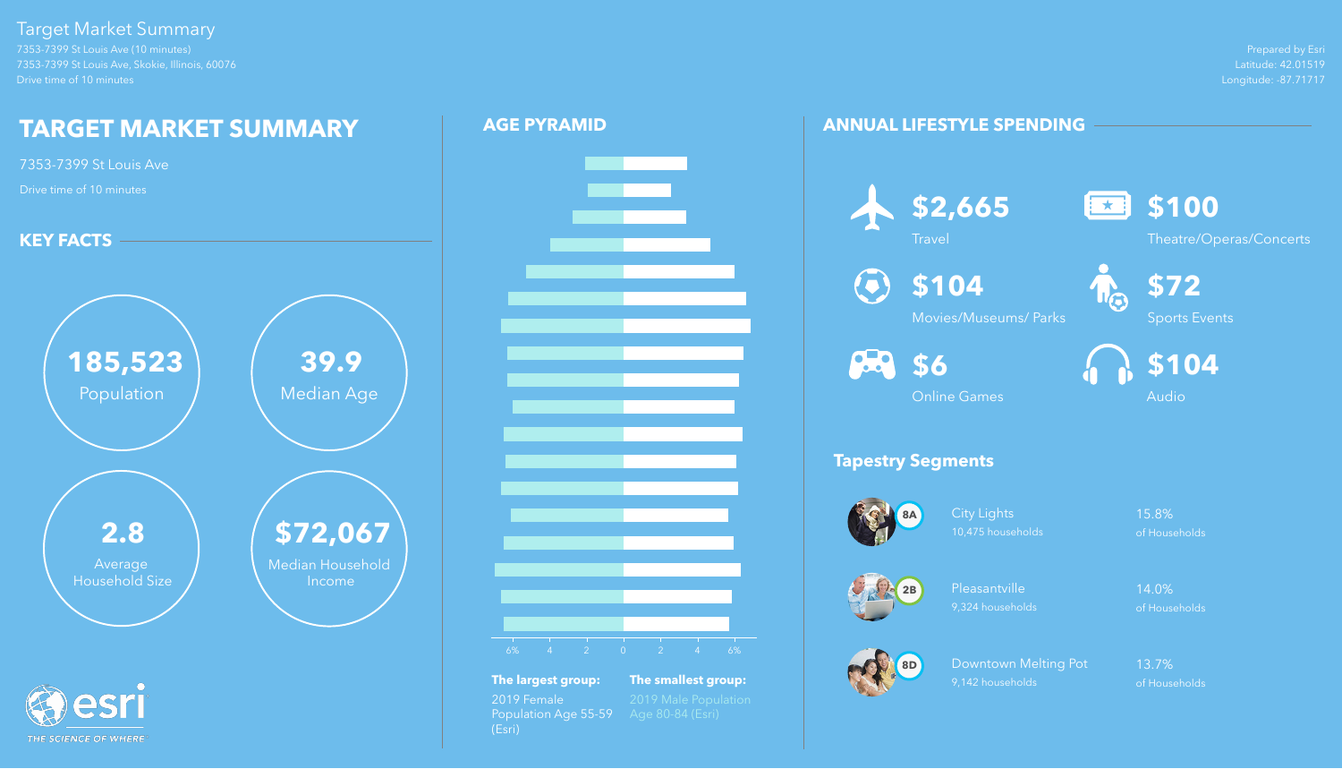# Target Market Summary

7353-7399 St Louis Ave (10 minutes)
7353-7399 St Louis Ave, Skokie, Illinois, 60076
Drive time of 10 minutes

Prepared by Esri
Latitude: 42.01519
Longitude: -87.71717

## TARGET MARKET SUMMARY

7353-7399 St Louis Ave

Drive time of 10 minutes

### KEY FACTS

**185,523**
Population

**39.9**
Median Age

**2.8**
Average Household Size

**$72,067**
Median Household Income

## AGE PYRAMID

6% 4 2 0 2 4 6%

**The largest group:**
2019 Female Population Age 55-59 (Esri)

**The smallest group:**
2019 Male Population Age 80-84 (Esri)

## ANNUAL LIFESTYLE SPENDING

**$2,665**
Travel

**$100**
Theatre/Operas/Concerts

**$104**
Movies/Museums/ Parks

**$72**
Sports Events

**$6**
Online Games

**$104**
Audio

### Tapestry Segments

| Code | Segment | Households | Share |
| --- | --- | --- | --- |
| 8A | City Lights | 10,475 households | 15.8% of Households |
| 2B | Pleasantville | 9,324 households | 14.0% of Households |
| 8D | Downtown Melting Pot | 9,142 households | 13.7% of Households |

esri
THE SCIENCE OF WHERE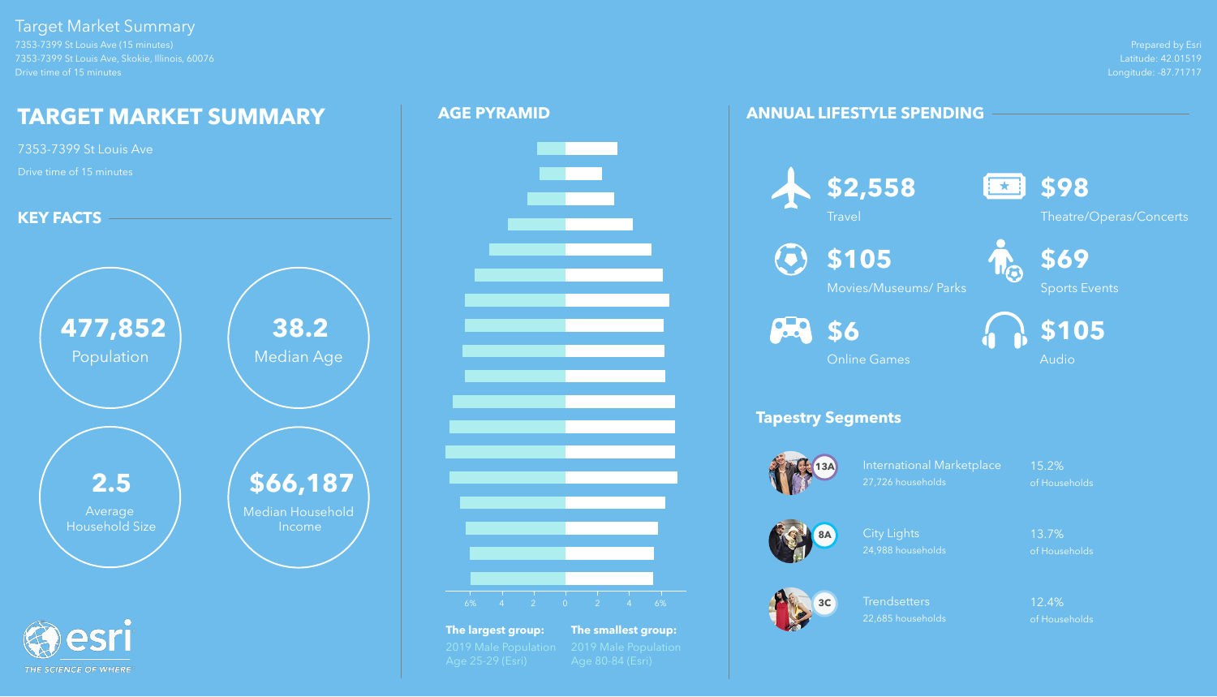Target Market Summary

7353-7399 St Louis Ave (15 minutes)
7353-7399 St Louis Ave, Skokie, Illinois, 60076
Drive time of 15 minutes

Prepared by Esri
Latitude: 42.01519
Longitude: -87.71717

# TARGET MARKET SUMMARY

7353-7399 St Louis Ave

Drive time of 15 minutes

## KEY FACTS

**477,852** Population

**38.2** Median Age

**2.5** Average Household Size

**$66,187** Median Household Income

## AGE PYRAMID

6% 4 2 0 2 4 6%

**The largest group:** 2019 Male Population Age 25-29 (Esri)

**The smallest group:** 2019 Male Population Age 80-84 (Esri)

## ANNUAL LIFESTYLE SPENDING

| Amount | Category |
| --- | --- |
| $2,558 | Travel |
| $98 | Theatre/Operas/Concerts |
| $105 | Movies/Museums/ Parks |
| $69 | Sports Events |
| $6 | Online Games |
| $105 | Audio |

### Tapestry Segments

| Code | Segment | Households | % of Households |
| --- | --- | --- | --- |
| 13A | International Marketplace | 27,726 households | 15.2% of Households |
| 8A | City Lights | 24,988 households | 13.7% of Households |
| 3C | Trendsetters | 22,685 households | 12.4% of Households |

esri THE SCIENCE OF WHERE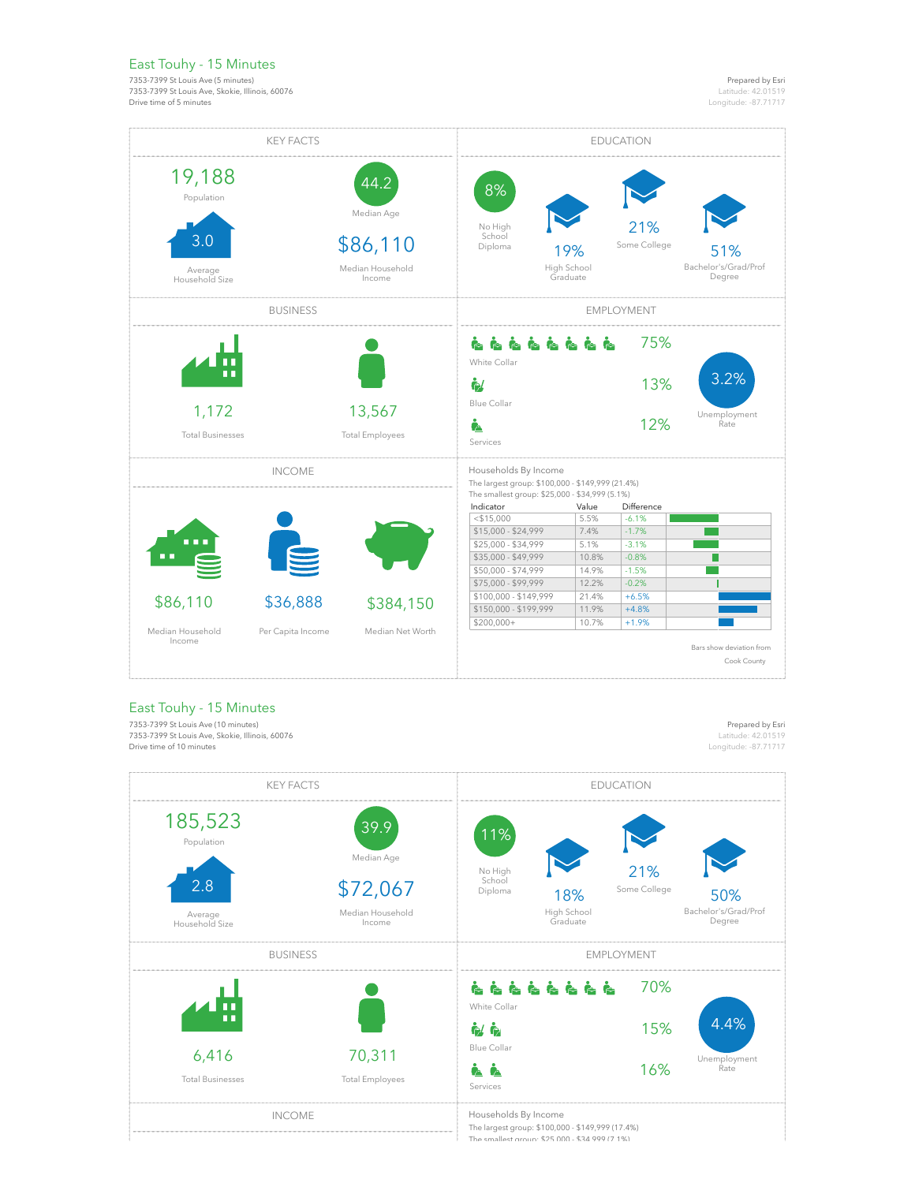## East Touhy - 15 Minutes

7353-7399 St Louis Ave (5 minutes)
7353-7399 St Louis Ave, Skokie, Illinois, 60076
Drive time of 5 minutes

Prepared by Esri
Latitude: 42.01519
Longitude: -87.71717

### KEY FACTS

19,188
Population

44.2
Median Age

3.0
Average Household Size

$86,110
Median Household Income

### EDUCATION

8%
No High School Diploma

19%
High School Graduate

21%
Some College

51%
Bachelor's/Grad/Prof Degree

### BUSINESS

1,172
Total Businesses

13,567
Total Employees

### EMPLOYMENT

75%
White Collar

13%
Blue Collar

12%
Services

3.2%
Unemployment Rate

### INCOME

$86,110
Median Household Income

$36,888
Per Capita Income

$384,150
Median Net Worth

**Households By Income**

The largest group: $100,000 - $149,999 (21.4%)
The smallest group: $25,000 - $34,999 (5.1%)

| Indicator | Value | Difference |
|---|---|---|
| <$15,000 | 5.5% | -6.1% |
| $15,000 - $24,999 | 7.4% | -1.7% |
| $25,000 - $34,999 | 5.1% | -3.1% |
| $35,000 - $49,999 | 10.8% | -0.8% |
| $50,000 - $74,999 | 14.9% | -1.5% |
| $75,000 - $99,999 | 12.2% | -0.2% |
| $100,000 - $149,999 | 21.4% | +6.5% |
| $150,000 - $199,999 | 11.9% | +4.8% |
| $200,000+ | 10.7% | +1.9% |

Bars show deviation from Cook County

## East Touhy - 15 Minutes

7353-7399 St Louis Ave (10 minutes)
7353-7399 St Louis Ave, Skokie, Illinois, 60076
Drive time of 10 minutes

Prepared by Esri
Latitude: 42.01519
Longitude: -87.71717

### KEY FACTS

185,523
Population

39.9
Median Age

2.8
Average Household Size

$72,067
Median Household Income

### EDUCATION

11%
No High School Diploma

18%
High School Graduate

21%
Some College

50%
Bachelor's/Grad/Prof Degree

### BUSINESS

6,416
Total Businesses

70,311
Total Employees

### EMPLOYMENT

70%
White Collar

15%
Blue Collar

16%
Services

4.4%
Unemployment Rate

### INCOME

**Households By Income**

The largest group: $100,000 - $149,999 (17.4%)
The smallest group: $25,000 - $34,999 (7.1%)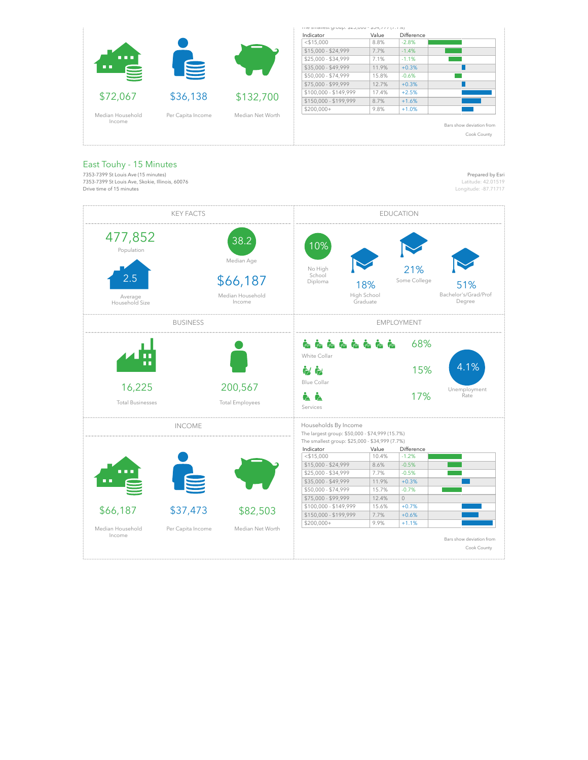$72,067

Median Household Income

$36,138

Per Capita Income

$132,700

Median Net Worth

The smallest group: $25,000 - $34,999 (7.1%)

| Indicator | Value | Difference |
|---|---|---|
| <$15,000 | 8.8% | -2.8% |
| $15,000 - $24,999 | 7.7% | -1.4% |
| $25,000 - $34,999 | 7.1% | -1.1% |
| $35,000 - $49,999 | 11.9% | +0.3% |
| $50,000 - $74,999 | 15.8% | -0.6% |
| $75,000 - $99,999 | 12.7% | +0.3% |
| $100,000 - $149,999 | 17.4% | +2.5% |
| $150,000 - $199,999 | 8.7% | +1.6% |
| $200,000+ | 9.8% | +1.0% |

Bars show deviation from Cook County

## East Touhy - 15 Minutes

7353-7399 St Louis Ave (15 minutes)
7353-7399 St Louis Ave, Skokie, Illinois, 60076
Drive time of 15 minutes

Prepared by Esri
Latitude: 42.01519
Longitude: -87.71717

### KEY FACTS

477,852
Population

38.2
Median Age

2.5
Average Household Size

$66,187
Median Household Income

### EDUCATION

10%
No High School Diploma

18%
High School Graduate

21%
Some College

51%
Bachelor's/Grad/Prof Degree

### BUSINESS

16,225
Total Businesses

200,567
Total Employees

### EMPLOYMENT

White Collar 68%

Blue Collar 15%

Services 17%

4.1%
Unemployment Rate

### INCOME

$66,187
Median Household Income

$37,473
Per Capita Income

$82,503
Median Net Worth

Households By Income

The largest group: $50,000 - $74,999 (15.7%)
The smallest group: $25,000 - $34,999 (7.7%)

| Indicator | Value | Difference |
|---|---|---|
| <$15,000 | 10.4% | -1.2% |
| $15,000 - $24,999 | 8.6% | -0.5% |
| $25,000 - $34,999 | 7.7% | -0.5% |
| $35,000 - $49,999 | 11.9% | +0.3% |
| $50,000 - $74,999 | 15.7% | -0.7% |
| $75,000 - $99,999 | 12.4% | 0 |
| $100,000 - $149,999 | 15.6% | +0.7% |
| $150,000 - $199,999 | 7.7% | +0.6% |
| $200,000+ | 9.9% | +1.1% |

Bars show deviation from Cook County